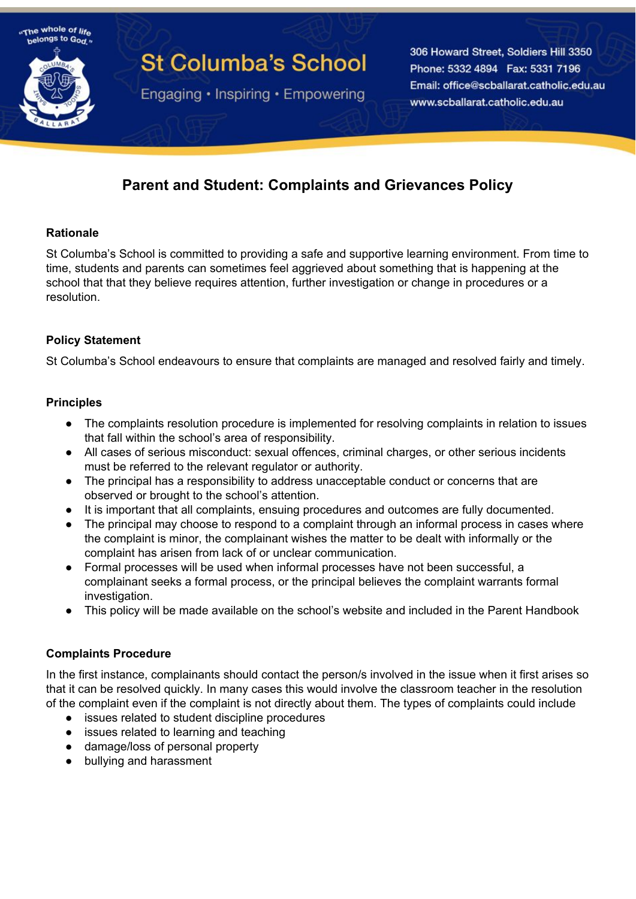St Columba's School

Engaging • Inspiring • Empowering

306 Howard Street, Soldiers Hill 3350
Phone: 5332 4894 Fax: 5331 7196
Email: office@scballarat.catholic.edu.au
www.scballarat.catholic.edu.au

# Parent and Student: Complaints and Grievances Policy

## Rationale

St Columba's School is committed to providing a safe and supportive learning environment. From time to time, students and parents can sometimes feel aggrieved about something that is happening at the school that that they believe requires attention, further investigation or change in procedures or a resolution.

## Policy Statement

St Columba's School endeavours to ensure that complaints are managed and resolved fairly and timely.

## Principles

- The complaints resolution procedure is implemented for resolving complaints in relation to issues that fall within the school's area of responsibility.
- All cases of serious misconduct: sexual offences, criminal charges, or other serious incidents must be referred to the relevant regulator or authority.
- The principal has a responsibility to address unacceptable conduct or concerns that are observed or brought to the school's attention.
- It is important that all complaints, ensuing procedures and outcomes are fully documented.
- The principal may choose to respond to a complaint through an informal process in cases where the complaint is minor, the complainant wishes the matter to be dealt with informally or the complaint has arisen from lack of or unclear communication.
- Formal processes will be used when informal processes have not been successful, a complainant seeks a formal process, or the principal believes the complaint warrants formal investigation.
- This policy will be made available on the school's website and included in the Parent Handbook

## Complaints Procedure

In the first instance, complainants should contact the person/s involved in the issue when it first arises so that it can be resolved quickly. In many cases this would involve the classroom teacher in the resolution of the complaint even if the complaint is not directly about them. The types of complaints could include

- issues related to student discipline procedures
- issues related to learning and teaching
- damage/loss of personal property
- bullying and harassment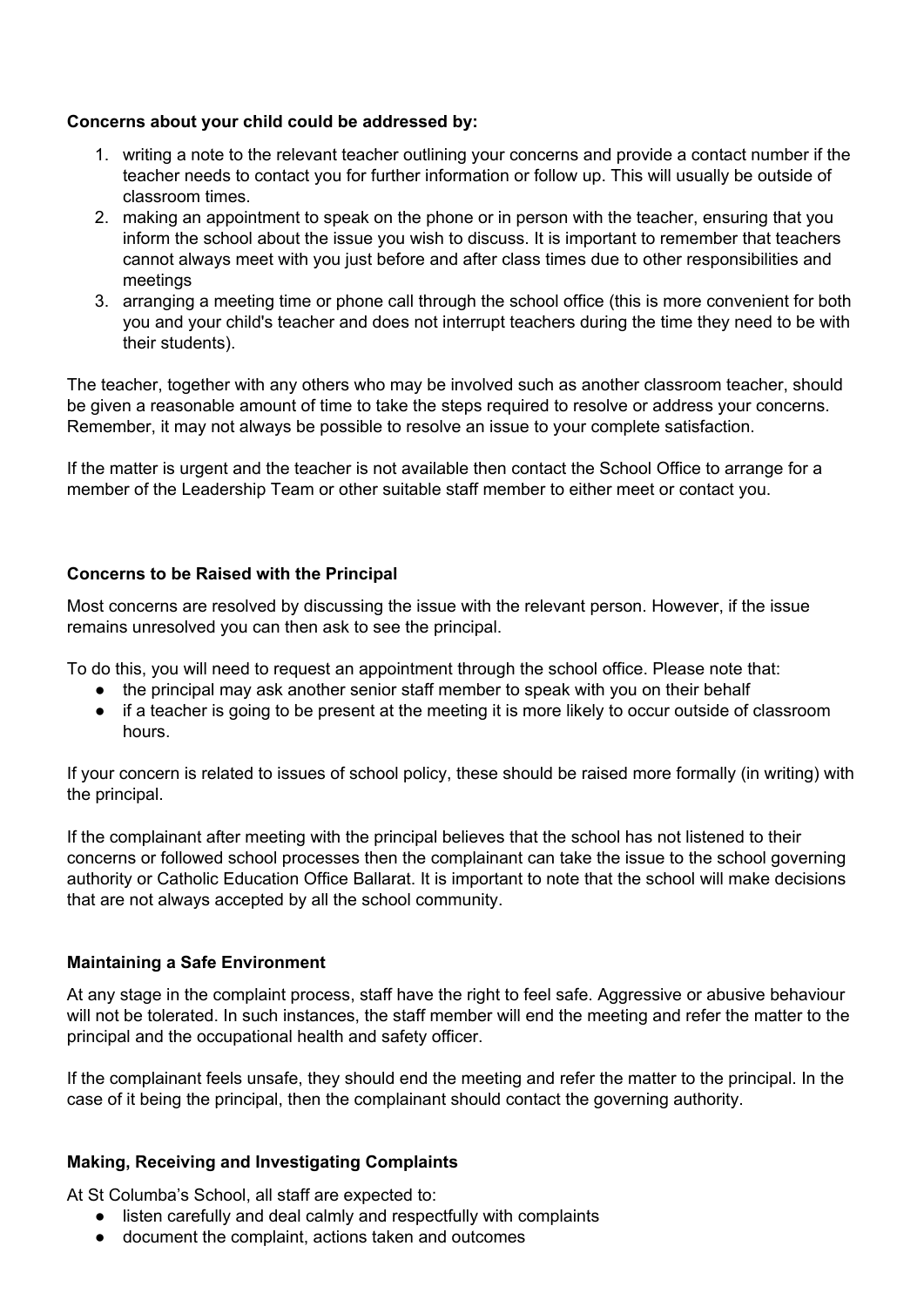**Concerns about your child could be addressed by:**

1. writing a note to the relevant teacher outlining your concerns and provide a contact number if the teacher needs to contact you for further information or follow up. This will usually be outside of classroom times.
2. making an appointment to speak on the phone or in person with the teacher, ensuring that you inform the school about the issue you wish to discuss. It is important to remember that teachers cannot always meet with you just before and after class times due to other responsibilities and meetings
3. arranging a meeting time or phone call through the school office (this is more convenient for both you and your child's teacher and does not interrupt teachers during the time they need to be with their students).

The teacher, together with any others who may be involved such as another classroom teacher, should be given a reasonable amount of time to take the steps required to resolve or address your concerns. Remember, it may not always be possible to resolve an issue to your complete satisfaction.

If the matter is urgent and the teacher is not available then contact the School Office to arrange for a member of the Leadership Team or other suitable staff member to either meet or contact you.

**Concerns to be Raised with the Principal**

Most concerns are resolved by discussing the issue with the relevant person. However, if the issue remains unresolved you can then ask to see the principal.

To do this, you will need to request an appointment through the school office. Please note that:

- the principal may ask another senior staff member to speak with you on their behalf
- if a teacher is going to be present at the meeting it is more likely to occur outside of classroom hours.

If your concern is related to issues of school policy, these should be raised more formally (in writing) with the principal.

If the complainant after meeting with the principal believes that the school has not listened to their concerns or followed school processes then the complainant can take the issue to the school governing authority or Catholic Education Office Ballarat. It is important to note that the school will make decisions that are not always accepted by all the school community.

**Maintaining a Safe Environment**

At any stage in the complaint process, staff have the right to feel safe. Aggressive or abusive behaviour will not be tolerated. In such instances, the staff member will end the meeting and refer the matter to the principal and the occupational health and safety officer.

If the complainant feels unsafe, they should end the meeting and refer the matter to the principal. In the case of it being the principal, then the complainant should contact the governing authority.

**Making, Receiving and Investigating Complaints**

At St Columba's School, all staff are expected to:

- listen carefully and deal calmly and respectfully with complaints
- document the complaint, actions taken and outcomes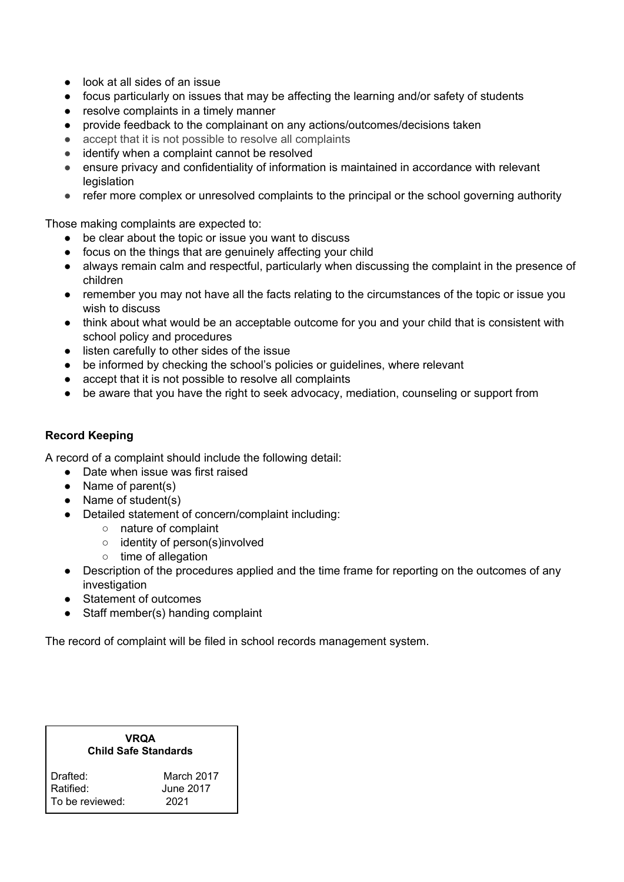- look at all sides of an issue
- focus particularly on issues that may be affecting the learning and/or safety of students
- resolve complaints in a timely manner
- provide feedback to the complainant on any actions/outcomes/decisions taken
- accept that it is not possible to resolve all complaints
- identify when a complaint cannot be resolved
- ensure privacy and confidentiality of information is maintained in accordance with relevant legislation
- refer more complex or unresolved complaints to the principal or the school governing authority

Those making complaints are expected to:

- be clear about the topic or issue you want to discuss
- focus on the things that are genuinely affecting your child
- always remain calm and respectful, particularly when discussing the complaint in the presence of children
- remember you may not have all the facts relating to the circumstances of the topic or issue you wish to discuss
- think about what would be an acceptable outcome for you and your child that is consistent with school policy and procedures
- listen carefully to other sides of the issue
- be informed by checking the school's policies or guidelines, where relevant
- accept that it is not possible to resolve all complaints
- be aware that you have the right to seek advocacy, mediation, counseling or support from

**Record Keeping**

A record of a complaint should include the following detail:

- Date when issue was first raised
- Name of parent(s)
- Name of student(s)
- Detailed statement of concern/complaint including:
  - nature of complaint
  - identity of person(s)involved
  - time of allegation
- Description of the procedures applied and the time frame for reporting on the outcomes of any investigation
- Statement of outcomes
- Staff member(s) handing complaint

The record of complaint will be filed in school records management system.

| **VRQA Child Safe Standards** | |
|---|---|
| Drafted: | March 2017 |
| Ratified: | June 2017 |
| To be reviewed: | 2021 |